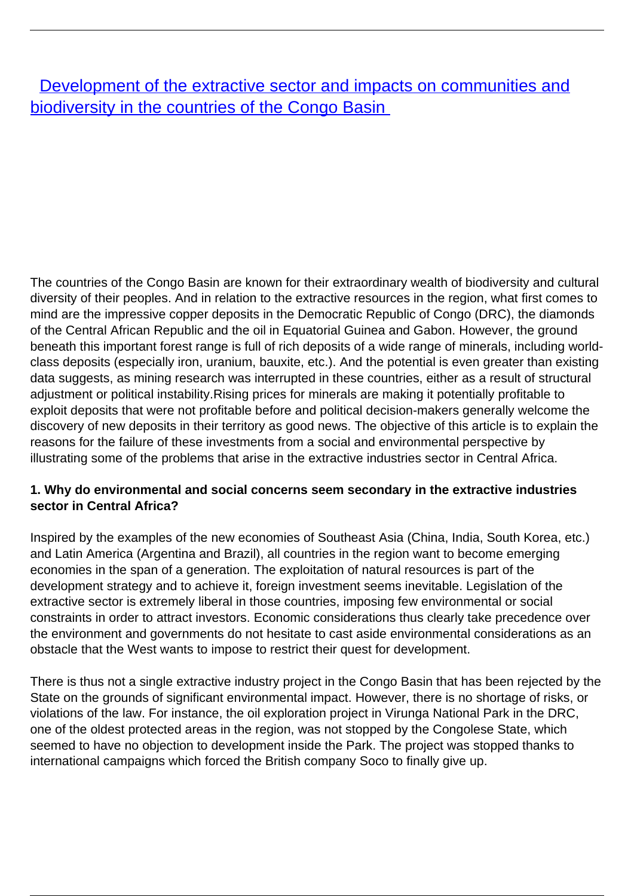# [Development of the extractive sector and impacts on communities and biodiversity in the countries of the Congo Basin]()

The countries of the Congo Basin are known for their extraordinary wealth of biodiversity and cultural diversity of their peoples. And in relation to the extractive resources in the region, what first comes to mind are the impressive copper deposits in the Democratic Republic of Congo (DRC), the diamonds of the Central African Republic and the oil in Equatorial Guinea and Gabon. However, the ground beneath this important forest range is full of rich deposits of a wide range of minerals, including world-class deposits (especially iron, uranium, bauxite, etc.). And the potential is even greater than existing data suggests, as mining research was interrupted in these countries, either as a result of structural adjustment or political instability.Rising prices for minerals are making it potentially profitable to exploit deposits that were not profitable before and political decision-makers generally welcome the discovery of new deposits in their territory as good news. The objective of this article is to explain the reasons for the failure of these investments from a social and environmental perspective by illustrating some of the problems that arise in the extractive industries sector in Central Africa.

**1. Why do environmental and social concerns seem secondary in the extractive industries sector in Central Africa?**

Inspired by the examples of the new economies of Southeast Asia (China, India, South Korea, etc.) and Latin America (Argentina and Brazil), all countries in the region want to become emerging economies in the span of a generation. The exploitation of natural resources is part of the development strategy and to achieve it, foreign investment seems inevitable. Legislation of the extractive sector is extremely liberal in those countries, imposing few environmental or social constraints in order to attract investors. Economic considerations thus clearly take precedence over the environment and governments do not hesitate to cast aside environmental considerations as an obstacle that the West wants to impose to restrict their quest for development.

There is thus not a single extractive industry project in the Congo Basin that has been rejected by the State on the grounds of significant environmental impact. However, there is no shortage of risks, or violations of the law. For instance, the oil exploration project in Virunga National Park in the DRC, one of the oldest protected areas in the region, was not stopped by the Congolese State, which seemed to have no objection to development inside the Park. The project was stopped thanks to international campaigns which forced the British company Soco to finally give up.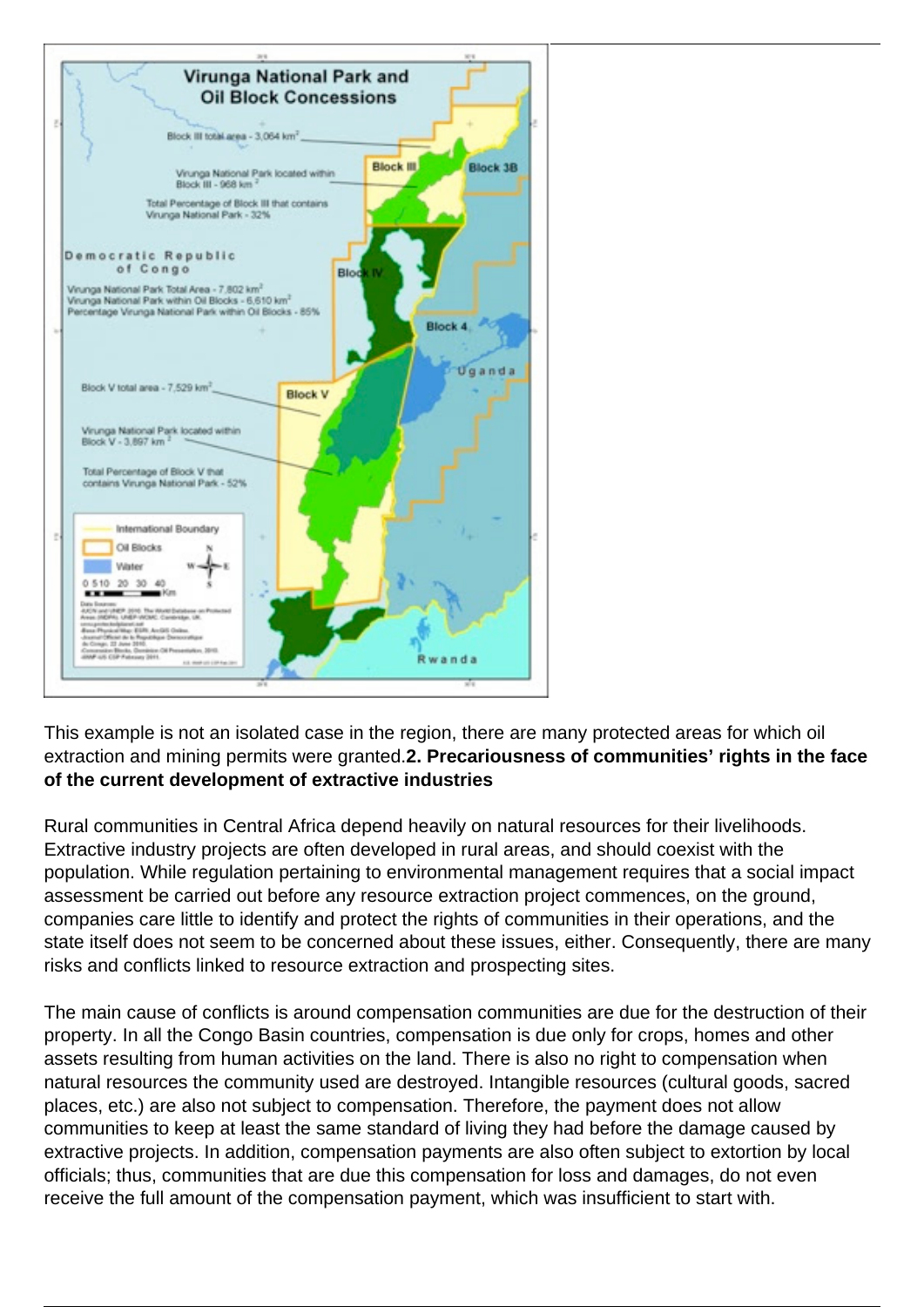This example is not an isolated case in the region, there are many protected areas for which oil extraction and mining permits were granted.

**2. Precariousness of communities' rights in the face of the current development of extractive industries**

Rural communities in Central Africa depend heavily on natural resources for their livelihoods. Extractive industry projects are often developed in rural areas, and should coexist with the population. While regulation pertaining to environmental management requires that a social impact assessment be carried out before any resource extraction project commences, on the ground, companies care little to identify and protect the rights of communities in their operations, and the state itself does not seem to be concerned about these issues, either. Consequently, there are many risks and conflicts linked to resource extraction and prospecting sites.

The main cause of conflicts is around compensation communities are due for the destruction of their property. In all the Congo Basin countries, compensation is due only for crops, homes and other assets resulting from human activities on the land. There is also no right to compensation when natural resources the community used are destroyed. Intangible resources (cultural goods, sacred places, etc.) are also not subject to compensation. Therefore, the payment does not allow communities to keep at least the same standard of living they had before the damage caused by extractive projects. In addition, compensation payments are also often subject to extortion by local officials; thus, communities that are due this compensation for loss and damages, do not even receive the full amount of the compensation payment, which was insufficient to start with.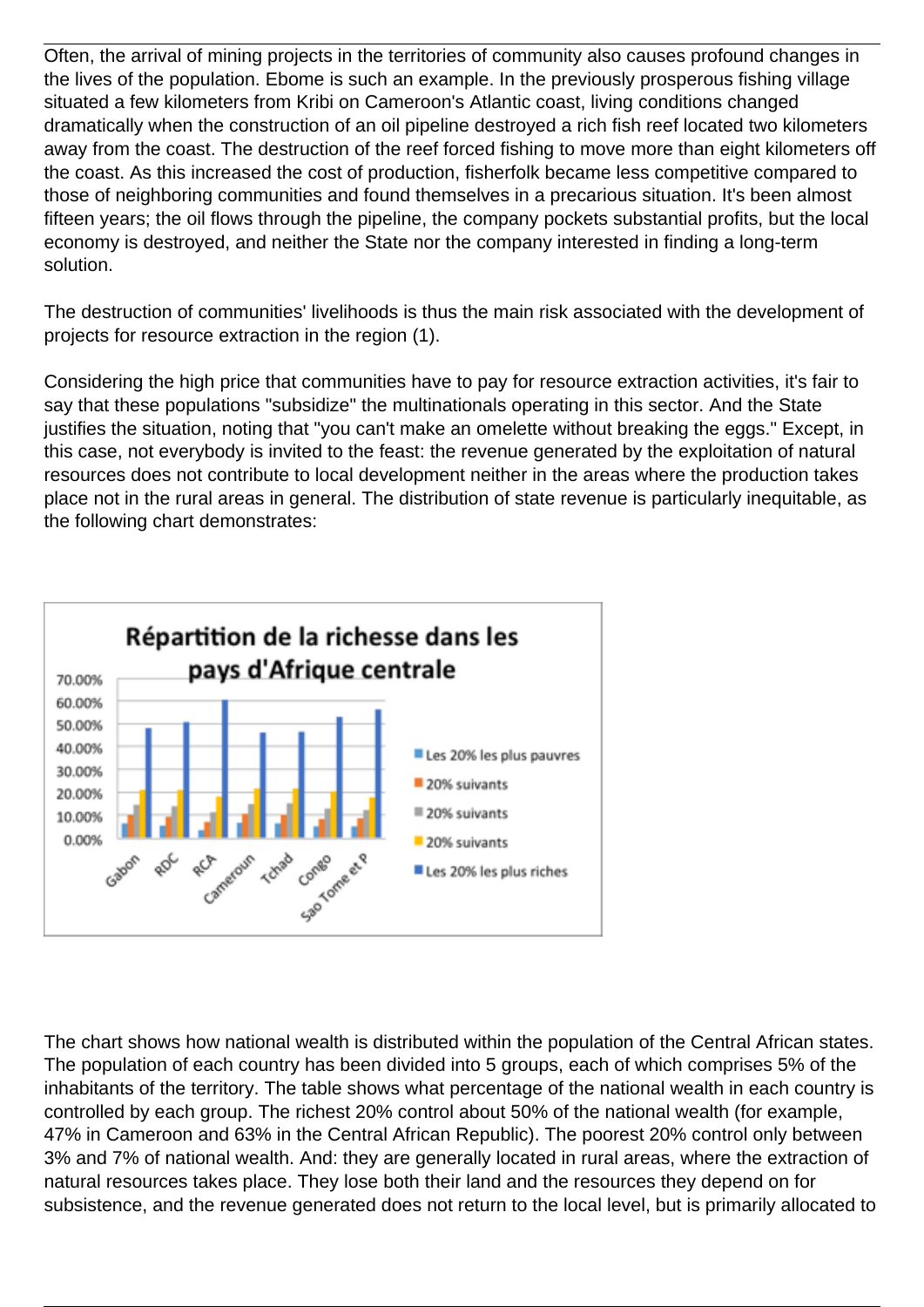Often, the arrival of mining projects in the territories of community also causes profound changes in the lives of the population. Ebome is such an example. In the previously prosperous fishing village situated a few kilometers from Kribi on Cameroon's Atlantic coast, living conditions changed dramatically when the construction of an oil pipeline destroyed a rich fish reef located two kilometers away from the coast. The destruction of the reef forced fishing to move more than eight kilometers off the coast. As this increased the cost of production, fisherfolk became less competitive compared to those of neighboring communities and found themselves in a precarious situation. It's been almost fifteen years; the oil flows through the pipeline, the company pockets substantial profits, but the local economy is destroyed, and neither the State nor the company interested in finding a long-term solution.

The destruction of communities' livelihoods is thus the main risk associated with the development of projects for resource extraction in the region (1).

Considering the high price that communities have to pay for resource extraction activities, it's fair to say that these populations "subsidize" the multinationals operating in this sector. And the State justifies the situation, noting that "you can't make an omelette without breaking the eggs." Except, in this case, not everybody is invited to the feast: the revenue generated by the exploitation of natural resources does not contribute to local development neither in the areas where the production takes place not in the rural areas in general. The distribution of state revenue is particularly inequitable, as the following chart demonstrates:

The chart shows how national wealth is distributed within the population of the Central African states. The population of each country has been divided into 5 groups, each of which comprises 5% of the inhabitants of the territory. The table shows what percentage of the national wealth in each country is controlled by each group. The richest 20% control about 50% of the national wealth (for example, 47% in Cameroon and 63% in the Central African Republic). The poorest 20% control only between 3% and 7% of national wealth. And: they are generally located in rural areas, where the extraction of natural resources takes place. They lose both their land and the resources they depend on for subsistence, and the revenue generated does not return to the local level, but is primarily allocated to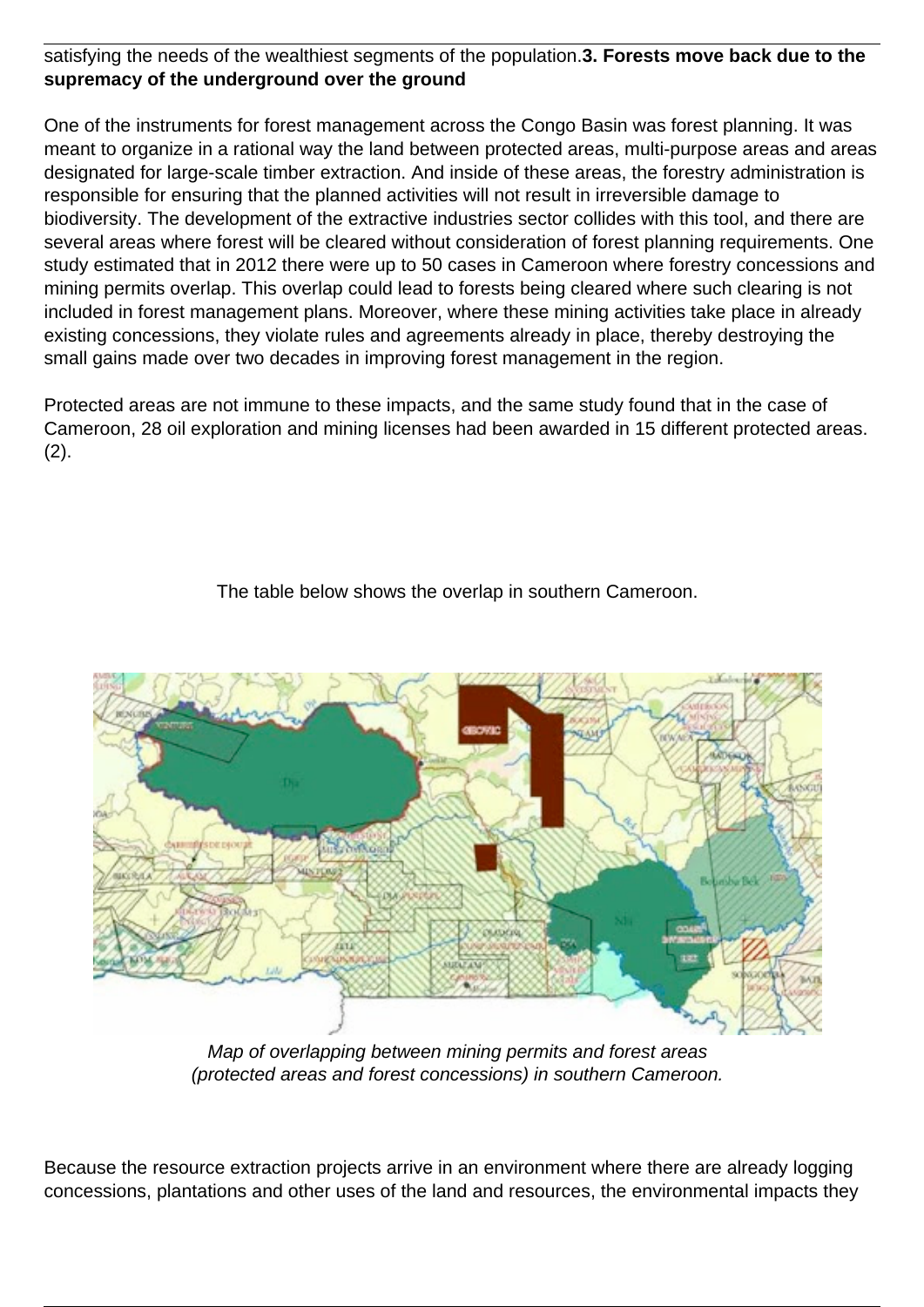satisfying the needs of the wealthiest segments of the population.**3. Forests move back due to the supremacy of the underground over the ground**

One of the instruments for forest management across the Congo Basin was forest planning. It was meant to organize in a rational way the land between protected areas, multi-purpose areas and areas designated for large-scale timber extraction. And inside of these areas, the forestry administration is responsible for ensuring that the planned activities will not result in irreversible damage to biodiversity. The development of the extractive industries sector collides with this tool, and there are several areas where forest will be cleared without consideration of forest planning requirements. One study estimated that in 2012 there were up to 50 cases in Cameroon where forestry concessions and mining permits overlap. This overlap could lead to forests being cleared where such clearing is not included in forest management plans. Moreover, where these mining activities take place in already existing concessions, they violate rules and agreements already in place, thereby destroying the small gains made over two decades in improving forest management in the region.

Protected areas are not immune to these impacts, and the same study found that in the case of Cameroon, 28 oil exploration and mining licenses had been awarded in 15 different protected areas. (2).

The table below shows the overlap in southern Cameroon.

*Map of overlapping between mining permits and forest areas (protected areas and forest concessions) in southern Cameroon.*

Because the resource extraction projects arrive in an environment where there are already logging concessions, plantations and other uses of the land and resources, the environmental impacts they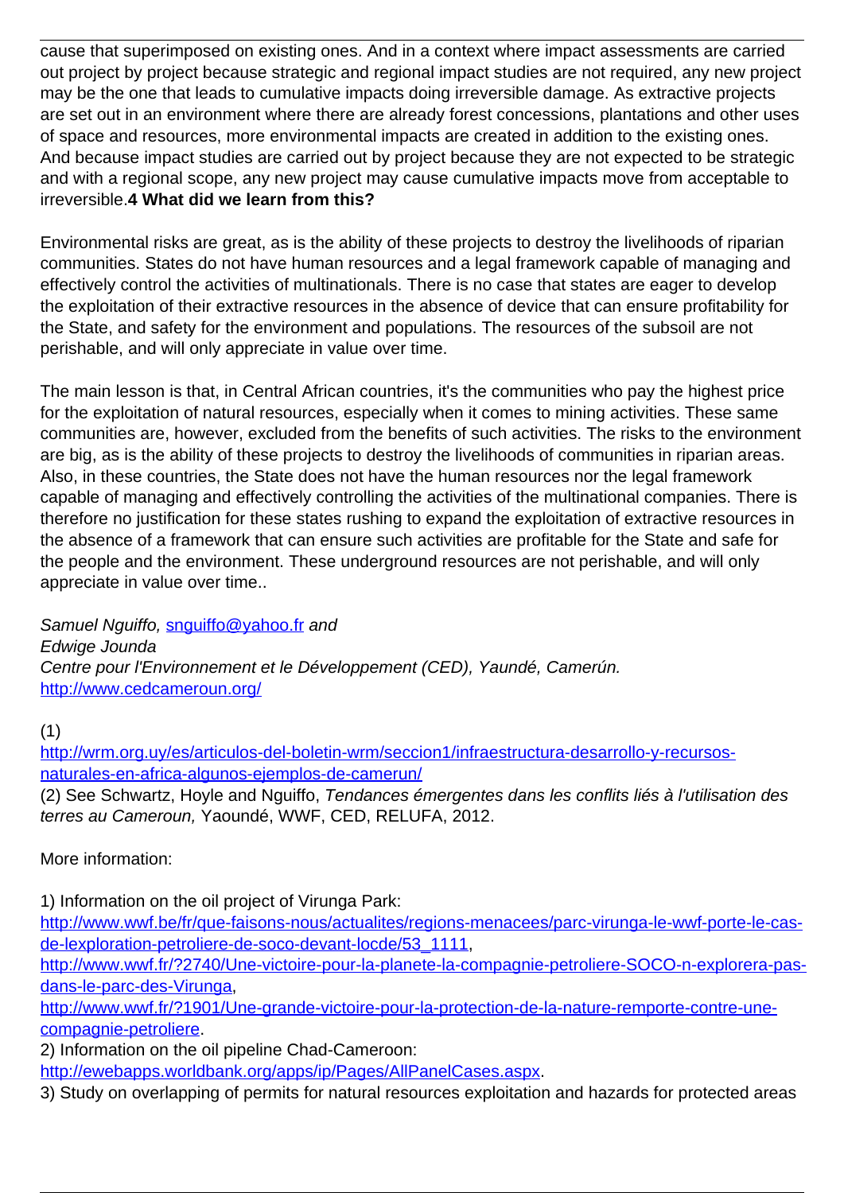cause that superimposed on existing ones. And in a context where impact assessments are carried out project by project because strategic and regional impact studies are not required, any new project may be the one that leads to cumulative impacts doing irreversible damage. As extractive projects are set out in an environment where there are already forest concessions, plantations and other uses of space and resources, more environmental impacts are created in addition to the existing ones. And because impact studies are carried out by project because they are not expected to be strategic and with a regional scope, any new project may cause cumulative impacts move from acceptable to irreversible.

**4 What did we learn from this?**

Environmental risks are great, as is the ability of these projects to destroy the livelihoods of riparian communities. States do not have human resources and a legal framework capable of managing and effectively control the activities of multinationals. There is no case that states are eager to develop the exploitation of their extractive resources in the absence of device that can ensure profitability for the State, and safety for the environment and populations. The resources of the subsoil are not perishable, and will only appreciate in value over time.

The main lesson is that, in Central African countries, it's the communities who pay the highest price for the exploitation of natural resources, especially when it comes to mining activities. These same communities are, however, excluded from the benefits of such activities. The risks to the environment are big, as is the ability of these projects to destroy the livelihoods of communities in riparian areas. Also, in these countries, the State does not have the human resources nor the legal framework capable of managing and effectively controlling the activities of the multinational companies. There is therefore no justification for these states rushing to expand the exploitation of extractive resources in the absence of a framework that can ensure such activities are profitable for the State and safe for the people and the environment. These underground resources are not perishable, and will only appreciate in value over time..

*Samuel Nguiffo,* snguiffo@yahoo.fr *and*
*Edwige Jounda*
*Centre pour l'Environnement et le Développement (CED), Yaundé, Camerún.*
http://www.cedcameroun.org/

(1)
http://wrm.org.uy/es/articulos-del-boletin-wrm/seccion1/infraestructura-desarrollo-y-recursos-naturales-en-africa-algunos-ejemplos-de-camerun/
(2) See Schwartz, Hoyle and Nguiffo, *Tendances émergentes dans les conflits liés à l'utilisation des terres au Cameroun,* Yaoundé, WWF, CED, RELUFA, 2012.

More information:

1) Information on the oil project of Virunga Park:
http://www.wwf.be/fr/que-faisons-nous/actualites/regions-menacees/parc-virunga-le-wwf-porte-le-cas-de-lexploration-petroliere-de-soco-devant-locde/53_1111,
http://www.wwf.fr/?2740/Une-victoire-pour-la-planete-la-compagnie-petroliere-SOCO-n-explorera-pas-dans-le-parc-des-Virunga,
http://www.wwf.fr/?1901/Une-grande-victoire-pour-la-protection-de-la-nature-remporte-contre-une-compagnie-petroliere.
2) Information on the oil pipeline Chad-Cameroon:
http://ewebapps.worldbank.org/apps/ip/Pages/AllPanelCases.aspx.
3) Study on overlapping of permits for natural resources exploitation and hazards for protected areas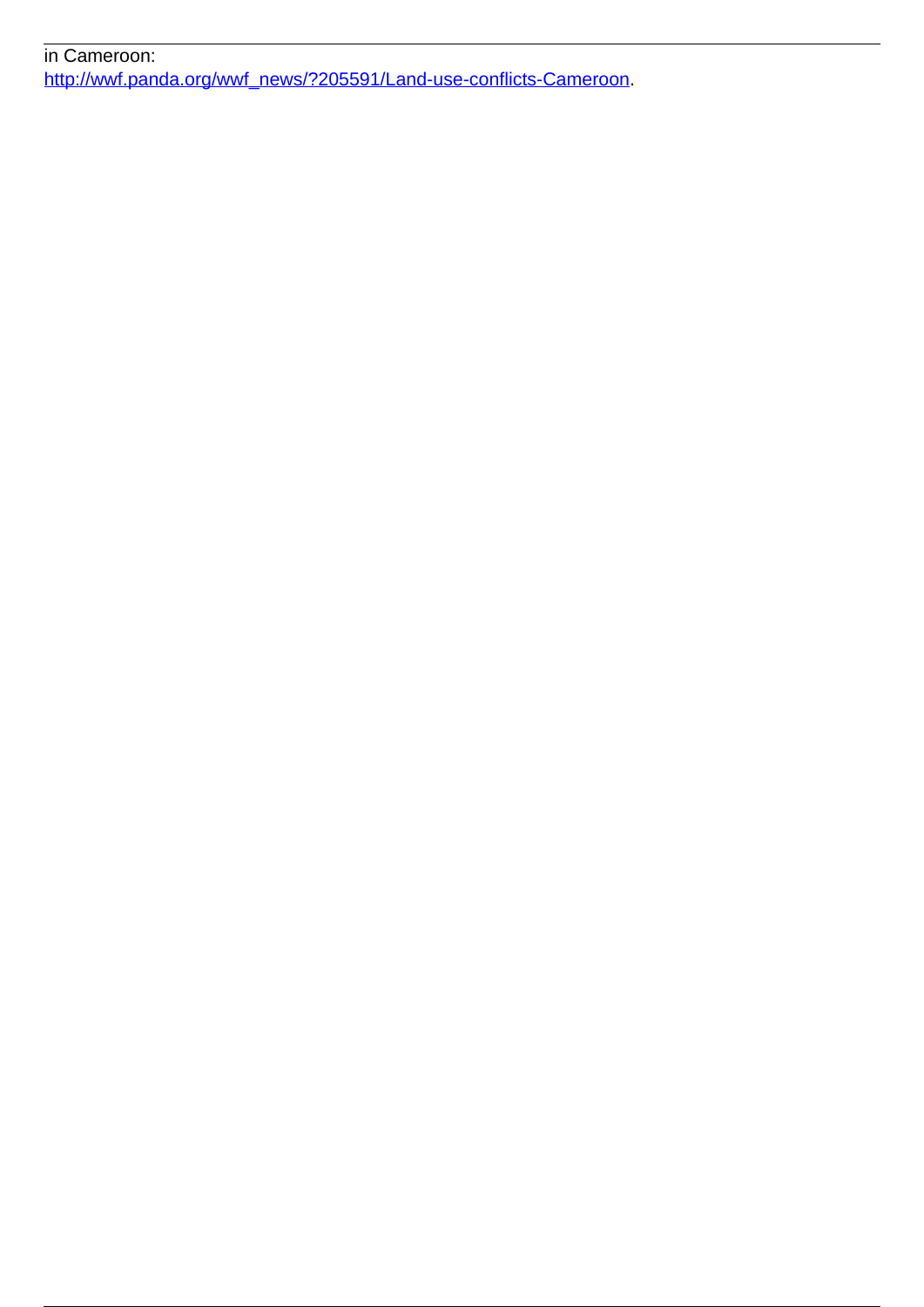in Cameroon:
http://wwf.panda.org/wwf_news/?205591/Land-use-conflicts-Cameroon.